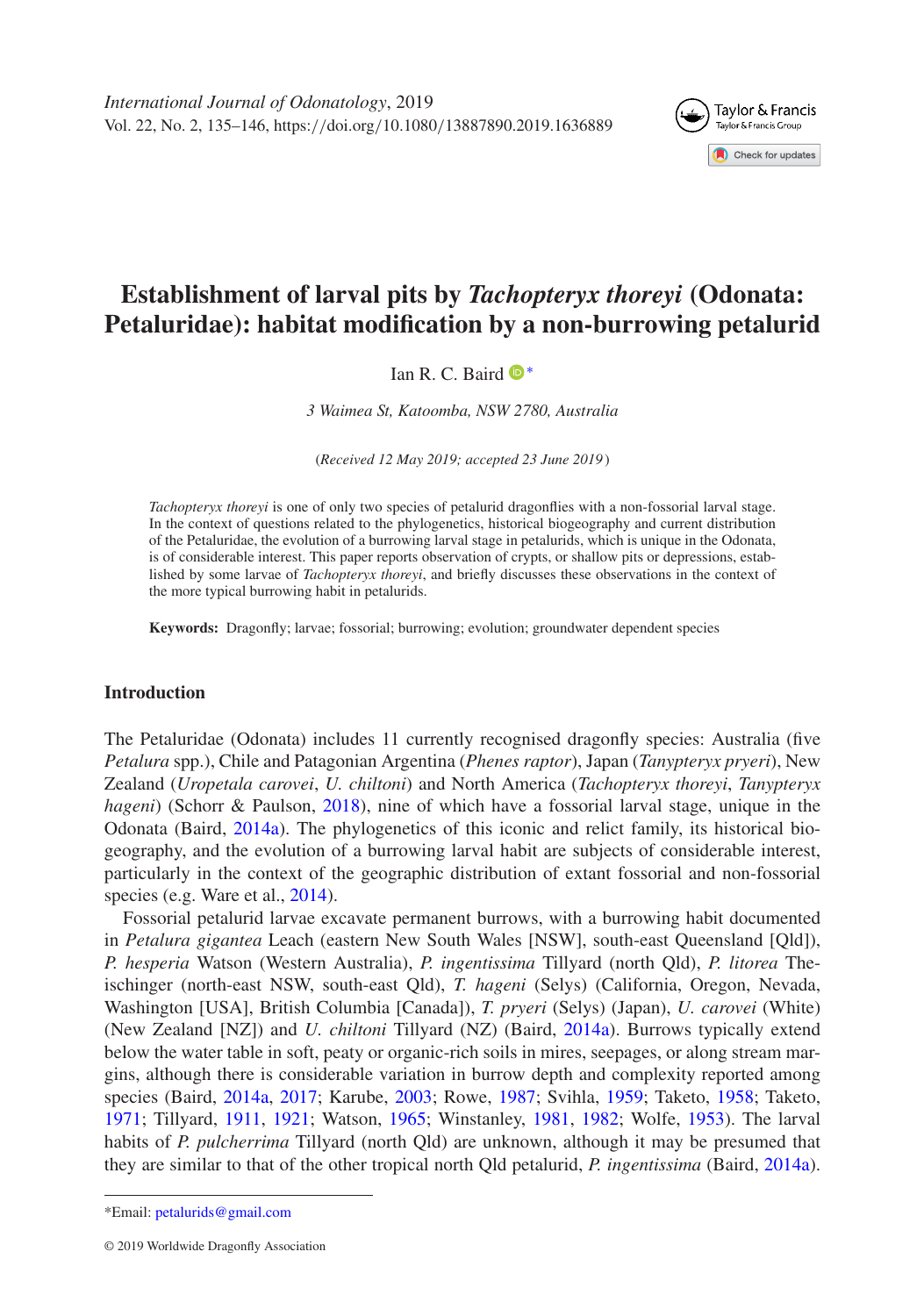# Establishment of larval pits by *Tachopteryx thoreyi* (Odonata: Petaluridae): habitat modification by a non-burrowing petalurid

Ian R. C. Baird *

*3 Waimea St, Katoomba, NSW 2780, Australia*

(*Received 12 May 2019; accepted 23 June 2019*)

*Tachopteryx thoreyi* is one of only two species of petalurid dragonflies with a non-fossorial larval stage. In the context of questions related to the phylogenetics, historical biogeography and current distribution of the Petaluridae, the evolution of a burrowing larval stage in petalurids, which is unique in the Odonata, is of considerable interest. This paper reports observation of crypts, or shallow pits or depressions, established by some larvae of *Tachopteryx thoreyi*, and briefly discusses these observations in the context of the more typical burrowing habit in petalurids.

**Keywords:** Dragonfly; larvae; fossorial; burrowing; evolution; groundwater dependent species

## Introduction

The Petaluridae (Odonata) includes 11 currently recognised dragonfly species: Australia (five *Petalura* spp.), Chile and Patagonian Argentina (*Phenes raptor*), Japan (*Tanypteryx pryeri*), New Zealand (*Uropetala carovei*, *U. chiltoni*) and North America (*Tachopteryx thoreyi*, *Tanypteryx hageni*) (Schorr & Paulson, 2018), nine of which have a fossorial larval stage, unique in the Odonata (Baird, 2014a). The phylogenetics of this iconic and relict family, its historical biogeography, and the evolution of a burrowing larval habit are subjects of considerable interest, particularly in the context of the geographic distribution of extant fossorial and non-fossorial species (e.g. Ware et al., 2014).

Fossorial petalurid larvae excavate permanent burrows, with a burrowing habit documented in *Petalura gigantea* Leach (eastern New South Wales [NSW], south-east Queensland [Qld]), *P. hesperia* Watson (Western Australia), *P. ingentissima* Tillyard (north Qld), *P. litorea* Theischinger (north-east NSW, south-east Qld), *T. hageni* (Selys) (California, Oregon, Nevada, Washington [USA], British Columbia [Canada]), *T. pryeri* (Selys) (Japan), *U. carovei* (White) (New Zealand [NZ]) and *U. chiltoni* Tillyard (NZ) (Baird, 2014a). Burrows typically extend below the water table in soft, peaty or organic-rich soils in mires, seepages, or along stream margins, although there is considerable variation in burrow depth and complexity reported among species (Baird, 2014a, 2017; Karube, 2003; Rowe, 1987; Svihla, 1959; Taketo, 1958; Taketo, 1971; Tillyard, 1911, 1921; Watson, 1965; Winstanley, 1981, 1982; Wolfe, 1953). The larval habits of *P. pulcherrima* Tillyard (north Qld) are unknown, although it may be presumed that they are similar to that of the other tropical north Qld petalurid, *P. ingentissima* (Baird, 2014a).

*Email: petalurids@gmail.com

© 2019 Worldwide Dragonfly Association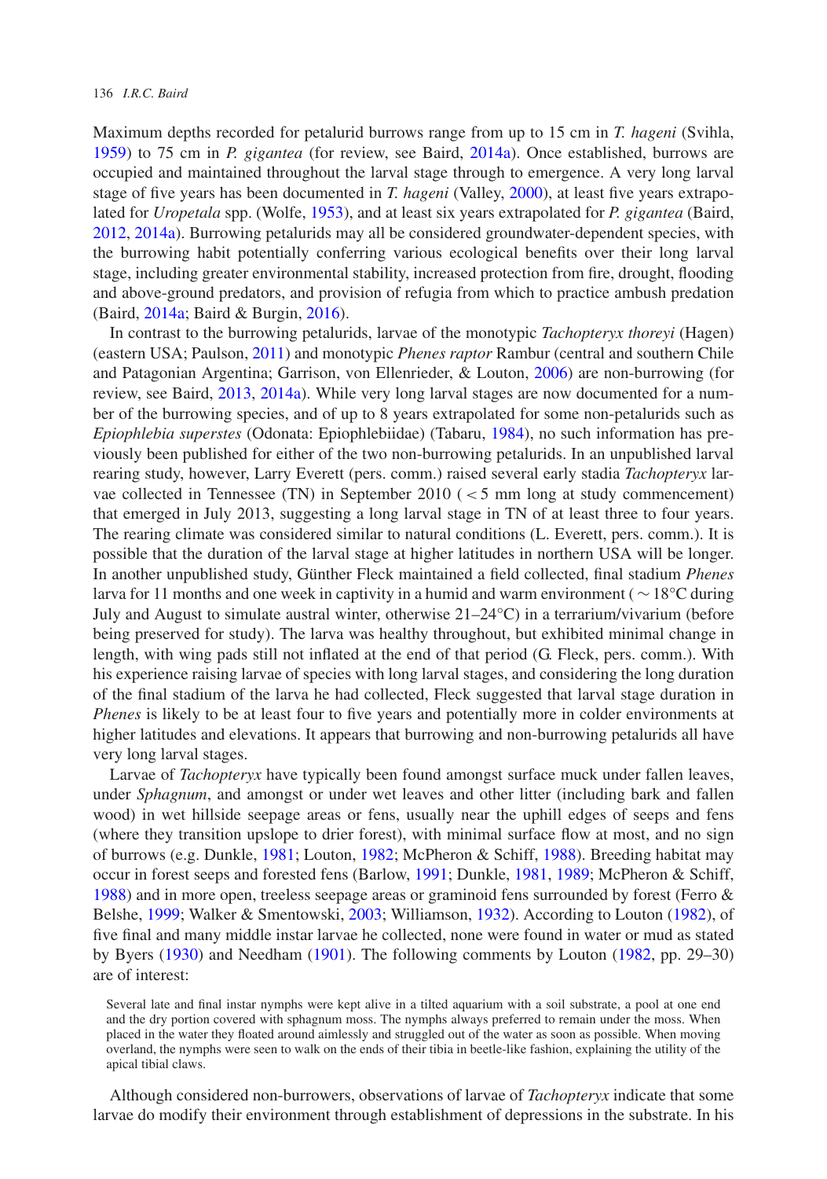Maximum depths recorded for petalurid burrows range from up to 15 cm in *T. hageni* (Svihla, 1959) to 75 cm in *P. gigantea* (for review, see Baird, 2014a). Once established, burrows are occupied and maintained throughout the larval stage through to emergence. A very long larval stage of five years has been documented in *T. hageni* (Valley, 2000), at least five years extrapolated for *Uropetala* spp. (Wolfe, 1953), and at least six years extrapolated for *P. gigantea* (Baird, 2012, 2014a). Burrowing petalurids may all be considered groundwater-dependent species, with the burrowing habit potentially conferring various ecological benefits over their long larval stage, including greater environmental stability, increased protection from fire, drought, flooding and above-ground predators, and provision of refugia from which to practice ambush predation (Baird, 2014a; Baird & Burgin, 2016).

In contrast to the burrowing petalurids, larvae of the monotypic *Tachopteryx thoreyi* (Hagen) (eastern USA; Paulson, 2011) and monotypic *Phenes raptor* Rambur (central and southern Chile and Patagonian Argentina; Garrison, von Ellenrieder, & Louton, 2006) are non-burrowing (for review, see Baird, 2013, 2014a). While very long larval stages are now documented for a number of the burrowing species, and of up to 8 years extrapolated for some non-petalurids such as *Epiophlebia superstes* (Odonata: Epiophlebiidae) (Tabaru, 1984), no such information has previously been published for either of the two non-burrowing petalurids. In an unpublished larval rearing study, however, Larry Everett (pers. comm.) raised several early stadia *Tachopteryx* larvae collected in Tennessee (TN) in September 2010 ( < 5 mm long at study commencement) that emerged in July 2013, suggesting a long larval stage in TN of at least three to four years. The rearing climate was considered similar to natural conditions (L. Everett, pers. comm.). It is possible that the duration of the larval stage at higher latitudes in northern USA will be longer. In another unpublished study, Günther Fleck maintained a field collected, final stadium *Phenes* larva for 11 months and one week in captivity in a humid and warm environment ( ~ 18°C during July and August to simulate austral winter, otherwise 21–24°C) in a terrarium/vivarium (before being preserved for study). The larva was healthy throughout, but exhibited minimal change in length, with wing pads still not inflated at the end of that period (G. Fleck, pers. comm.). With his experience raising larvae of species with long larval stages, and considering the long duration of the final stadium of the larva he had collected, Fleck suggested that larval stage duration in *Phenes* is likely to be at least four to five years and potentially more in colder environments at higher latitudes and elevations. It appears that burrowing and non-burrowing petalurids all have very long larval stages.

Larvae of *Tachopteryx* have typically been found amongst surface muck under fallen leaves, under *Sphagnum*, and amongst or under wet leaves and other litter (including bark and fallen wood) in wet hillside seepage areas or fens, usually near the uphill edges of seeps and fens (where they transition upslope to drier forest), with minimal surface flow at most, and no sign of burrows (e.g. Dunkle, 1981; Louton, 1982; McPheron & Schiff, 1988). Breeding habitat may occur in forest seeps and forested fens (Barlow, 1991; Dunkle, 1981, 1989; McPheron & Schiff, 1988) and in more open, treeless seepage areas or graminoid fens surrounded by forest (Ferro & Belshe, 1999; Walker & Smentowski, 2003; Williamson, 1932). According to Louton (1982), of five final and many middle instar larvae he collected, none were found in water or mud as stated by Byers (1930) and Needham (1901). The following comments by Louton (1982, pp. 29–30) are of interest:

> Several late and final instar nymphs were kept alive in a tilted aquarium with a soil substrate, a pool at one end and the dry portion covered with sphagnum moss. The nymphs always preferred to remain under the moss. When placed in the water they floated around aimlessly and struggled out of the water as soon as possible. When moving overland, the nymphs were seen to walk on the ends of their tibia in beetle-like fashion, explaining the utility of the apical tibial claws.

Although considered non-burrowers, observations of larvae of *Tachopteryx* indicate that some larvae do modify their environment through establishment of depressions in the substrate. In his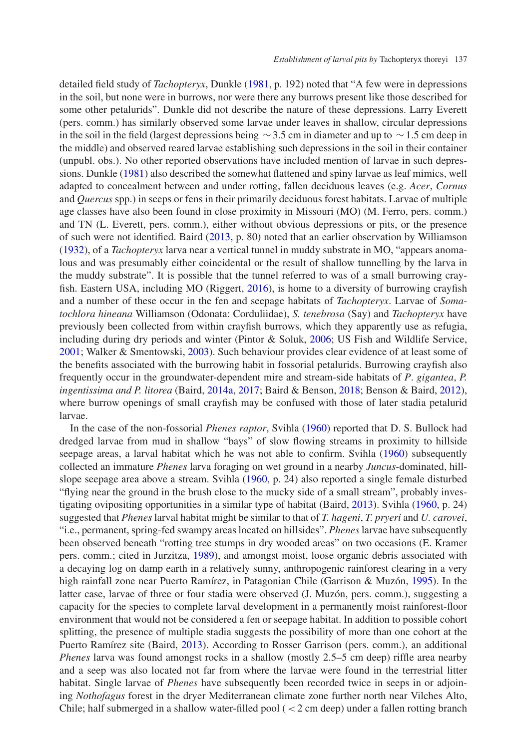detailed field study of *Tachopteryx*, Dunkle (1981, p. 192) noted that "A few were in depressions in the soil, but none were in burrows, nor were there any burrows present like those described for some other petalurids". Dunkle did not describe the nature of these depressions. Larry Everett (pers. comm.) has similarly observed some larvae under leaves in shallow, circular depressions in the soil in the field (largest depressions being $\sim$3.5 cm in diameter and up to $\sim$1.5 cm deep in the middle) and observed reared larvae establishing such depressions in the soil in their container (unpubl. obs.). No other reported observations have included mention of larvae in such depressions. Dunkle (1981) also described the somewhat flattened and spiny larvae as leaf mimics, well adapted to concealment between and under rotting, fallen deciduous leaves (e.g. *Acer*, *Cornus* and *Quercus* spp.) in seeps or fens in their primarily deciduous forest habitats. Larvae of multiple age classes have also been found in close proximity in Missouri (MO) (M. Ferro, pers. comm.) and TN (L. Everett, pers. comm.), either without obvious depressions or pits, or the presence of such were not identified. Baird (2013, p. 80) noted that an earlier observation by Williamson (1932), of a *Tachopteryx* larva near a vertical tunnel in muddy substrate in MO, "appears anomalous and was presumably either coincidental or the result of shallow tunnelling by the larva in the muddy substrate". It is possible that the tunnel referred to was of a small burrowing crayfish. Eastern USA, including MO (Riggert, 2016), is home to a diversity of burrowing crayfish and a number of these occur in the fen and seepage habitats of *Tachopteryx*. Larvae of *Somatochlora hineana* Williamson (Odonata: Corduliidae), *S. tenebrosa* (Say) and *Tachopteryx* have previously been collected from within crayfish burrows, which they apparently use as refugia, including during dry periods and winter (Pintor & Soluk, 2006; US Fish and Wildlife Service, 2001; Walker & Smentowski, 2003). Such behaviour provides clear evidence of at least some of the benefits associated with the burrowing habit in fossorial petalurids. Burrowing crayfish also frequently occur in the groundwater-dependent mire and stream-side habitats of *P. gigantea*, *P. ingentissima and P. litorea* (Baird, 2014a, 2017; Baird & Benson, 2018; Benson & Baird, 2012), where burrow openings of small crayfish may be confused with those of later stadia petalurid larvae.

In the case of the non-fossorial *Phenes raptor*, Svihla (1960) reported that D. S. Bullock had dredged larvae from mud in shallow "bays" of slow flowing streams in proximity to hillside seepage areas, a larval habitat which he was not able to confirm. Svihla (1960) subsequently collected an immature *Phenes* larva foraging on wet ground in a nearby *Juncus*-dominated, hillslope seepage area above a stream. Svihla (1960, p. 24) also reported a single female disturbed "flying near the ground in the brush close to the mucky side of a small stream", probably investigating ovipositing opportunities in a similar type of habitat (Baird, 2013). Svihla (1960, p. 24) suggested that *Phenes* larval habitat might be similar to that of *T. hageni*, *T. pryeri* and *U. carovei*, "i.e., permanent, spring-fed swampy areas located on hillsides". *Phenes* larvae have subsequently been observed beneath "rotting tree stumps in dry wooded areas" on two occasions (E. Kramer pers. comm.; cited in Jurzitza, 1989), and amongst moist, loose organic debris associated with a decaying log on damp earth in a relatively sunny, anthropogenic rainforest clearing in a very high rainfall zone near Puerto Ramírez, in Patagonian Chile (Garrison & Muzón, 1995). In the latter case, larvae of three or four stadia were observed (J. Muzón, pers. comm.), suggesting a capacity for the species to complete larval development in a permanently moist rainforest-floor environment that would not be considered a fen or seepage habitat. In addition to possible cohort splitting, the presence of multiple stadia suggests the possibility of more than one cohort at the Puerto Ramírez site (Baird, 2013). According to Rosser Garrison (pers. comm.), an additional *Phenes* larva was found amongst rocks in a shallow (mostly 2.5–5 cm deep) riffle area nearby and a seep was also located not far from where the larvae were found in the terrestrial litter habitat. Single larvae of *Phenes* have subsequently been recorded twice in seeps in or adjoining *Nothofagus* forest in the dryer Mediterranean climate zone further north near Vilches Alto, Chile; half submerged in a shallow water-filled pool ($<$2 cm deep) under a fallen rotting branch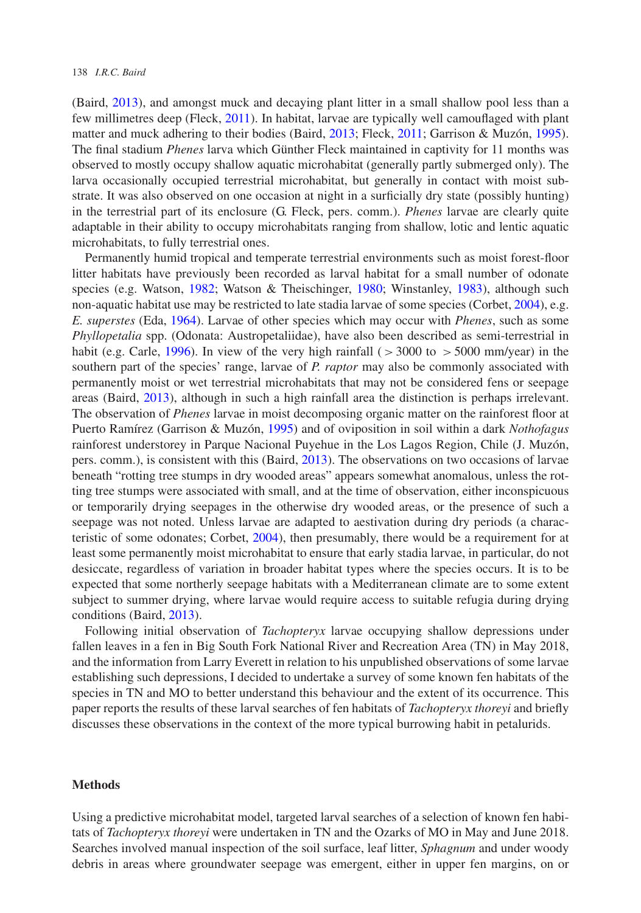(Baird, 2013), and amongst muck and decaying plant litter in a small shallow pool less than a few millimetres deep (Fleck, 2011). In habitat, larvae are typically well camouflaged with plant matter and muck adhering to their bodies (Baird, 2013; Fleck, 2011; Garrison & Muzón, 1995). The final stadium *Phenes* larva which Günther Fleck maintained in captivity for 11 months was observed to mostly occupy shallow aquatic microhabitat (generally partly submerged only). The larva occasionally occupied terrestrial microhabitat, but generally in contact with moist substrate. It was also observed on one occasion at night in a surficially dry state (possibly hunting) in the terrestrial part of its enclosure (G. Fleck, pers. comm.). *Phenes* larvae are clearly quite adaptable in their ability to occupy microhabitats ranging from shallow, lotic and lentic aquatic microhabitats, to fully terrestrial ones.

Permanently humid tropical and temperate terrestrial environments such as moist forest-floor litter habitats have previously been recorded as larval habitat for a small number of odonate species (e.g. Watson, 1982; Watson & Theischinger, 1980; Winstanley, 1983), although such non-aquatic habitat use may be restricted to late stadia larvae of some species (Corbet, 2004), e.g. *E. superstes* (Eda, 1964). Larvae of other species which may occur with *Phenes*, such as some *Phyllopetalia* spp. (Odonata: Austropetaliidae), have also been described as semi-terrestrial in habit (e.g. Carle, 1996). In view of the very high rainfall ( > 3000 to > 5000 mm/year) in the southern part of the species' range, larvae of *P. raptor* may also be commonly associated with permanently moist or wet terrestrial microhabitats that may not be considered fens or seepage areas (Baird, 2013), although in such a high rainfall area the distinction is perhaps irrelevant. The observation of *Phenes* larvae in moist decomposing organic matter on the rainforest floor at Puerto Ramírez (Garrison & Muzón, 1995) and of oviposition in soil within a dark *Nothofagus* rainforest understorey in Parque Nacional Puyehue in the Los Lagos Region, Chile (J. Muzón, pers. comm.), is consistent with this (Baird, 2013). The observations on two occasions of larvae beneath "rotting tree stumps in dry wooded areas" appears somewhat anomalous, unless the rotting tree stumps were associated with small, and at the time of observation, either inconspicuous or temporarily drying seepages in the otherwise dry wooded areas, or the presence of such a seepage was not noted. Unless larvae are adapted to aestivation during dry periods (a characteristic of some odonates; Corbet, 2004), then presumably, there would be a requirement for at least some permanently moist microhabitat to ensure that early stadia larvae, in particular, do not desiccate, regardless of variation in broader habitat types where the species occurs. It is to be expected that some northerly seepage habitats with a Mediterranean climate are to some extent subject to summer drying, where larvae would require access to suitable refugia during drying conditions (Baird, 2013).

Following initial observation of *Tachopteryx* larvae occupying shallow depressions under fallen leaves in a fen in Big South Fork National River and Recreation Area (TN) in May 2018, and the information from Larry Everett in relation to his unpublished observations of some larvae establishing such depressions, I decided to undertake a survey of some known fen habitats of the species in TN and MO to better understand this behaviour and the extent of its occurrence. This paper reports the results of these larval searches of fen habitats of *Tachopteryx thoreyi* and briefly discusses these observations in the context of the more typical burrowing habit in petalurids.

## Methods

Using a predictive microhabitat model, targeted larval searches of a selection of known fen habitats of *Tachopteryx thoreyi* were undertaken in TN and the Ozarks of MO in May and June 2018. Searches involved manual inspection of the soil surface, leaf litter, *Sphagnum* and under woody debris in areas where groundwater seepage was emergent, either in upper fen margins, on or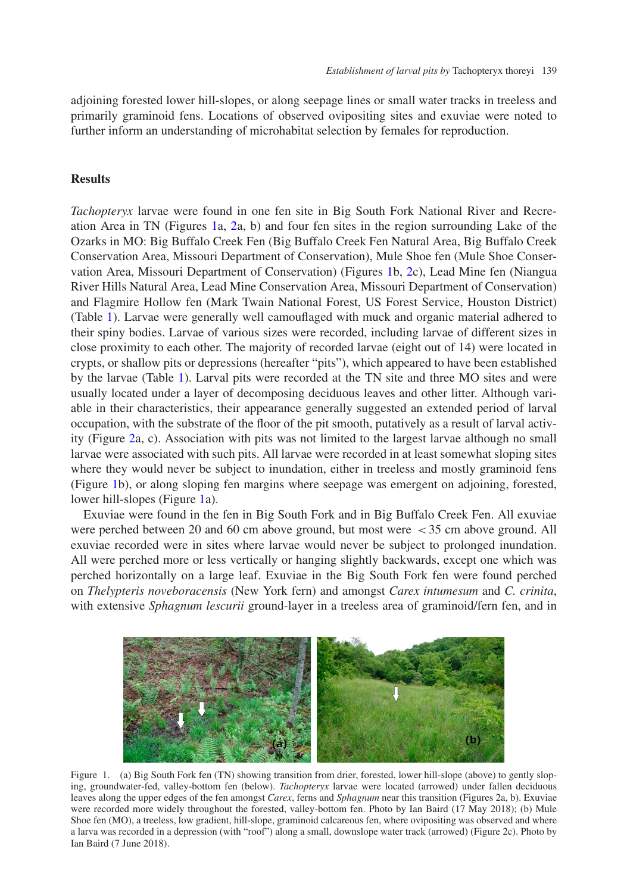adjoining forested lower hill-slopes, or along seepage lines or small water tracks in treeless and primarily graminoid fens. Locations of observed ovipositing sites and exuviae were noted to further inform an understanding of microhabitat selection by females for reproduction.

## Results

*Tachopteryx* larvae were found in one fen site in Big South Fork National River and Recreation Area in TN (Figures 1a, 2a, b) and four fen sites in the region surrounding Lake of the Ozarks in MO: Big Buffalo Creek Fen (Big Buffalo Creek Fen Natural Area, Big Buffalo Creek Conservation Area, Missouri Department of Conservation), Mule Shoe fen (Mule Shoe Conservation Area, Missouri Department of Conservation) (Figures 1b, 2c), Lead Mine fen (Niangua River Hills Natural Area, Lead Mine Conservation Area, Missouri Department of Conservation) and Flagmire Hollow fen (Mark Twain National Forest, US Forest Service, Houston District) (Table 1). Larvae were generally well camouflaged with muck and organic material adhered to their spiny bodies. Larvae of various sizes were recorded, including larvae of different sizes in close proximity to each other. The majority of recorded larvae (eight out of 14) were located in crypts, or shallow pits or depressions (hereafter "pits"), which appeared to have been established by the larvae (Table 1). Larval pits were recorded at the TN site and three MO sites and were usually located under a layer of decomposing deciduous leaves and other litter. Although variable in their characteristics, their appearance generally suggested an extended period of larval occupation, with the substrate of the floor of the pit smooth, putatively as a result of larval activity (Figure 2a, c). Association with pits was not limited to the largest larvae although no small larvae were associated with such pits. All larvae were recorded in at least somewhat sloping sites where they would never be subject to inundation, either in treeless and mostly graminoid fens (Figure 1b), or along sloping fen margins where seepage was emergent on adjoining, forested, lower hill-slopes (Figure 1a).

Exuviae were found in the fen in Big South Fork and in Big Buffalo Creek Fen. All exuviae were perched between 20 and 60 cm above ground, but most were $< 35$ cm above ground. All exuviae recorded were in sites where larvae would never be subject to prolonged inundation. All were perched more or less vertically or hanging slightly backwards, except one which was perched horizontally on a large leaf. Exuviae in the Big South Fork fen were found perched on *Thelypteris noveboracensis* (New York fern) and amongst *Carex intumesum* and *C. crinita*, with extensive *Sphagnum lescurii* ground-layer in a treeless area of graminoid/fern fen, and in

Figure 1. (a) Big South Fork fen (TN) showing transition from drier, forested, lower hill-slope (above) to gently sloping, groundwater-fed, valley-bottom fen (below). *Tachopteryx* larvae were located (arrowed) under fallen deciduous leaves along the upper edges of the fen amongst *Carex*, ferns and *Sphagnum* near this transition (Figures 2a, b). Exuviae were recorded more widely throughout the forested, valley-bottom fen. Photo by Ian Baird (17 May 2018); (b) Mule Shoe fen (MO), a treeless, low gradient, hill-slope, graminoid calcareous fen, where ovipositing was observed and where a larva was recorded in a depression (with "roof") along a small, downslope water track (arrowed) (Figure 2c). Photo by Ian Baird (7 June 2018).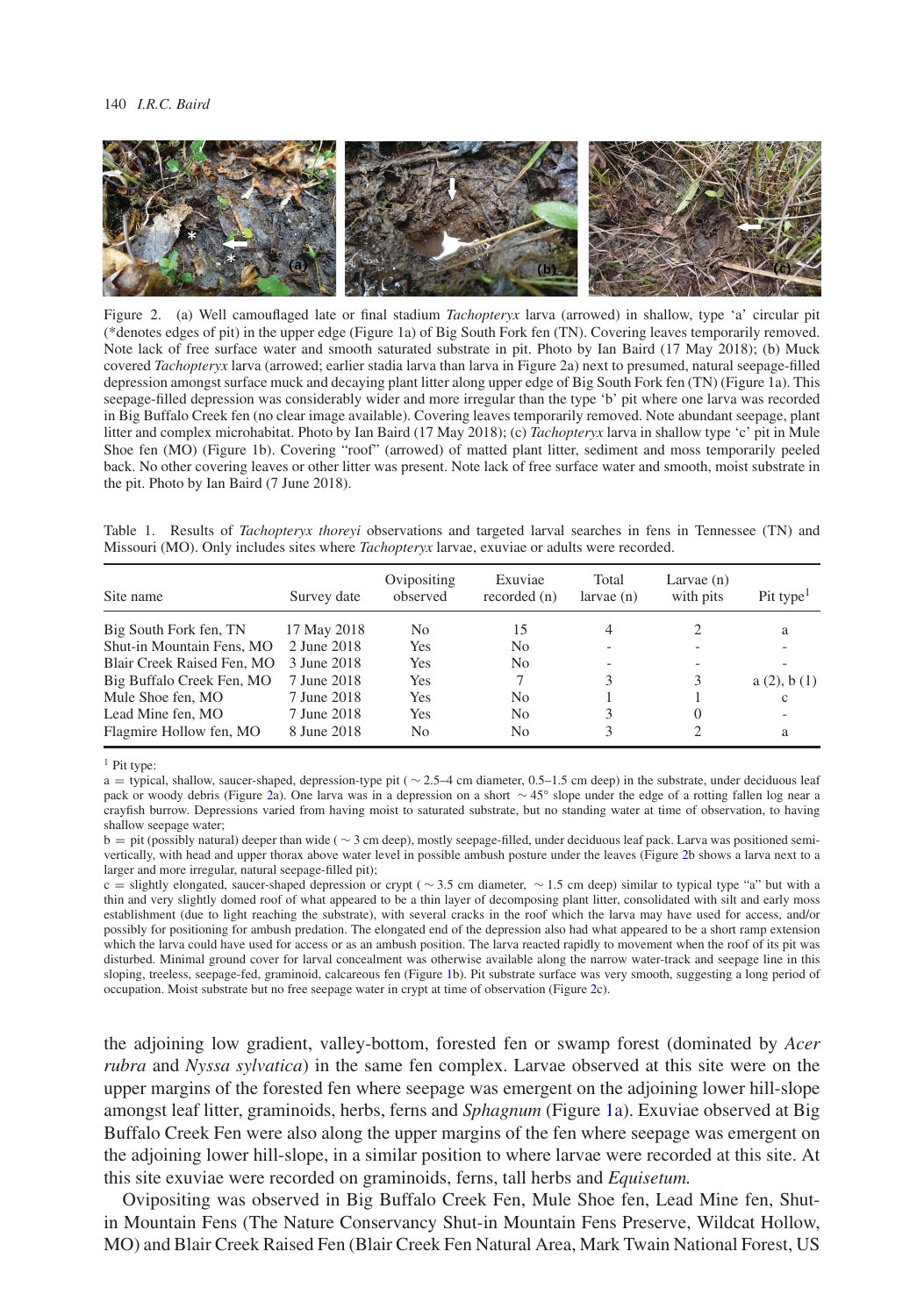Figure 2. (a) Well camouflaged late or final stadium *Tachopteryx* larva (arrowed) in shallow, type 'a' circular pit (*denotes edges of pit) in the upper edge (Figure 1a) of Big South Fork fen (TN). Covering leaves temporarily removed. Note lack of free surface water and smooth saturated substrate in pit. Photo by Ian Baird (17 May 2018); (b) Muck covered *Tachopteryx* larva (arrowed; earlier stadia larva than larva in Figure 2a) next to presumed, natural seepage-filled depression amongst surface muck and decaying plant litter along upper edge of Big South Fork fen (TN) (Figure 1a). This seepage-filled depression was considerably wider and more irregular than the type 'b' pit where one larva was recorded in Big Buffalo Creek fen (no clear image available). Covering leaves temporarily removed. Note abundant seepage, plant litter and complex microhabitat. Photo by Ian Baird (17 May 2018); (c) *Tachopteryx* larva in shallow type 'c' pit in Mule Shoe fen (MO) (Figure 1b). Covering "roof" (arrowed) of matted plant litter, sediment and moss temporarily peeled back. No other covering leaves or other litter was present. Note lack of free surface water and smooth, moist substrate in the pit. Photo by Ian Baird (7 June 2018).

Table 1. Results of *Tachopteryx thoreyi* observations and targeted larval searches in fens in Tennessee (TN) and Missouri (MO). Only includes sites where *Tachopteryx* larvae, exuviae or adults were recorded.

| Site name | Survey date | Ovipositing observed | Exuviae recorded (n) | Total larvae (n) | Larvae (n) with pits | Pit type[1] |
|---|---|---|---|---|---|---|
| Big South Fork fen, TN | 17 May 2018 | No | 15 | 4 | 2 | a |
| Shut-in Mountain Fens, MO | 2 June 2018 | Yes | No | - | - | - |
| Blair Creek Raised Fen, MO | 3 June 2018 | Yes | No | - | - | - |
| Big Buffalo Creek Fen, MO | 7 June 2018 | Yes | 7 | 3 | 3 | a (2), b (1) |
| Mule Shoe fen, MO | 7 June 2018 | Yes | No | 1 | 1 | c |
| Lead Mine fen, MO | 7 June 2018 | Yes | No | 3 | 0 | - |
| Flagmire Hollow fen, MO | 8 June 2018 | No | No | 3 | 2 | a |

[1] Pit type:

a = typical, shallow, saucer-shaped, depression-type pit ( ~ 2.5–4 cm diameter, 0.5–1.5 cm deep) in the substrate, under deciduous leaf pack or woody debris (Figure 2a). One larva was in a depression on a short ~ 45° slope under the edge of a rotting fallen log near a crayfish burrow. Depressions varied from having moist to saturated substrate, but no standing water at time of observation, to having shallow seepage water;

b = pit (possibly natural) deeper than wide ( ~ 3 cm deep), mostly seepage-filled, under deciduous leaf pack. Larva was positioned semi-vertically, with head and upper thorax above water level in possible ambush posture under the leaves (Figure 2b shows a larva next to a larger and more irregular, natural seepage-filled pit);

c = slightly elongated, saucer-shaped depression or crypt ( ~ 3.5 cm diameter, ~ 1.5 cm deep) similar to typical type "a" but with a thin and very slightly domed roof of what appeared to be a thin layer of decomposing plant litter, consolidated with silt and early moss establishment (due to light reaching the substrate), with several cracks in the roof which the larva may have used for access, and/or possibly for positioning for ambush predation. The elongated end of the depression also had what appeared to be a short ramp extension which the larva could have used for access or as an ambush position. The larva reacted rapidly to movement when the roof of its pit was disturbed. Minimal ground cover for larval concealment was otherwise available along the narrow water-track and seepage line in this sloping, treeless, seepage-fed, graminoid, calcareous fen (Figure 1b). Pit substrate surface was very smooth, suggesting a long period of occupation. Moist substrate but no free seepage water in crypt at time of observation (Figure 2c).

the adjoining low gradient, valley-bottom, forested fen or swamp forest (dominated by *Acer rubra* and *Nyssa sylvatica*) in the same fen complex. Larvae observed at this site were on the upper margins of the forested fen where seepage was emergent on the adjoining lower hill-slope amongst leaf litter, graminoids, herbs, ferns and *Sphagnum* (Figure 1a). Exuviae observed at Big Buffalo Creek Fen were also along the upper margins of the fen where seepage was emergent on the adjoining lower hill-slope, in a similar position to where larvae were recorded at this site. At this site exuviae were recorded on graminoids, ferns, tall herbs and *Equisetum.*

Ovipositing was observed in Big Buffalo Creek Fen, Mule Shoe fen, Lead Mine fen, Shut-in Mountain Fens (The Nature Conservancy Shut-in Mountain Fens Preserve, Wildcat Hollow, MO) and Blair Creek Raised Fen (Blair Creek Fen Natural Area, Mark Twain National Forest, US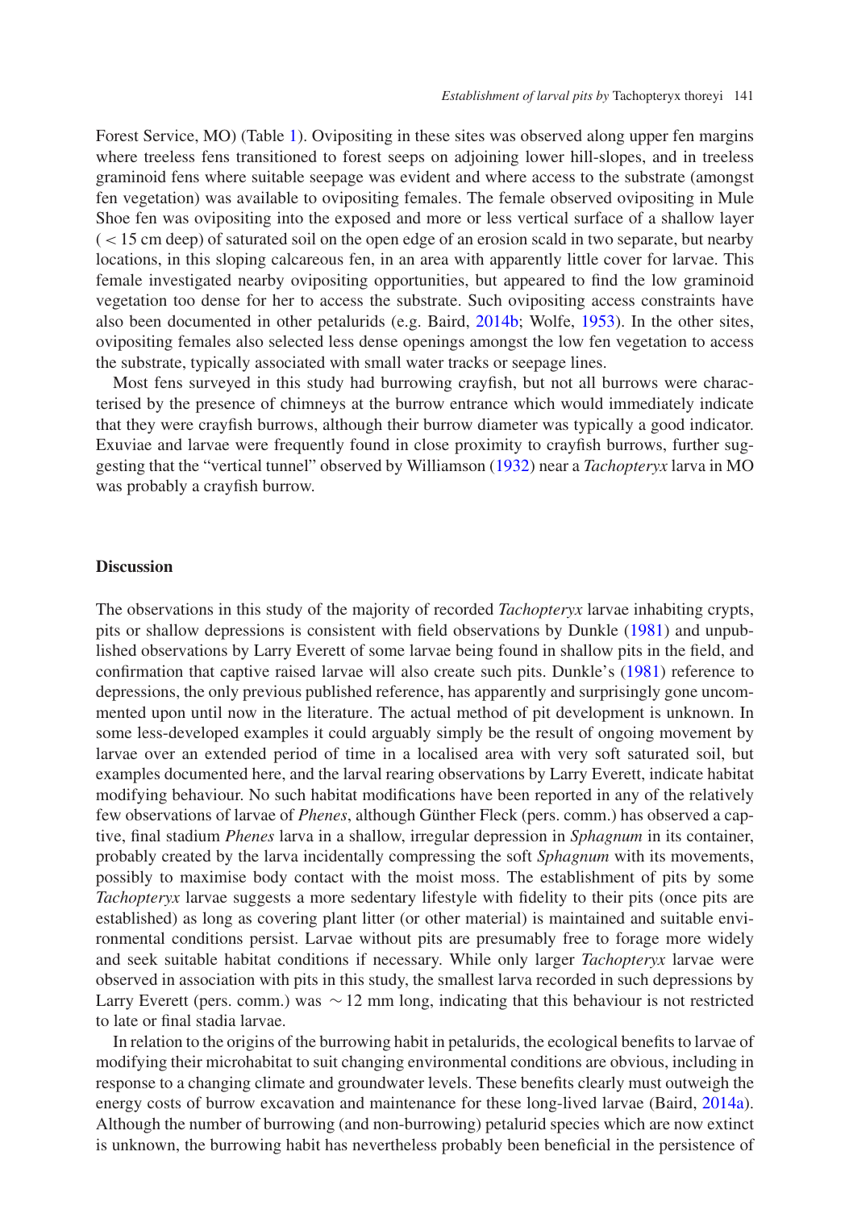Forest Service, MO) (Table 1). Ovipositing in these sites was observed along upper fen margins where treeless fens transitioned to forest seeps on adjoining lower hill-slopes, and in treeless graminoid fens where suitable seepage was evident and where access to the substrate (amongst fen vegetation) was available to ovipositing females. The female observed ovipositing in Mule Shoe fen was ovipositing into the exposed and more or less vertical surface of a shallow layer ( < 15 cm deep) of saturated soil on the open edge of an erosion scald in two separate, but nearby locations, in this sloping calcareous fen, in an area with apparently little cover for larvae. This female investigated nearby ovipositing opportunities, but appeared to find the low graminoid vegetation too dense for her to access the substrate. Such ovipositing access constraints have also been documented in other petalurids (e.g. Baird, 2014b; Wolfe, 1953). In the other sites, ovipositing females also selected less dense openings amongst the low fen vegetation to access the substrate, typically associated with small water tracks or seepage lines.

Most fens surveyed in this study had burrowing crayfish, but not all burrows were characterised by the presence of chimneys at the burrow entrance which would immediately indicate that they were crayfish burrows, although their burrow diameter was typically a good indicator. Exuviae and larvae were frequently found in close proximity to crayfish burrows, further suggesting that the "vertical tunnel" observed by Williamson (1932) near a *Tachopteryx* larva in MO was probably a crayfish burrow.

## Discussion

The observations in this study of the majority of recorded *Tachopteryx* larvae inhabiting crypts, pits or shallow depressions is consistent with field observations by Dunkle (1981) and unpublished observations by Larry Everett of some larvae being found in shallow pits in the field, and confirmation that captive raised larvae will also create such pits. Dunkle's (1981) reference to depressions, the only previous published reference, has apparently and surprisingly gone uncommented upon until now in the literature. The actual method of pit development is unknown. In some less-developed examples it could arguably simply be the result of ongoing movement by larvae over an extended period of time in a localised area with very soft saturated soil, but examples documented here, and the larval rearing observations by Larry Everett, indicate habitat modifying behaviour. No such habitat modifications have been reported in any of the relatively few observations of larvae of *Phenes*, although Günther Fleck (pers. comm.) has observed a captive, final stadium *Phenes* larva in a shallow, irregular depression in *Sphagnum* in its container, probably created by the larva incidentally compressing the soft *Sphagnum* with its movements, possibly to maximise body contact with the moist moss. The establishment of pits by some *Tachopteryx* larvae suggests a more sedentary lifestyle with fidelity to their pits (once pits are established) as long as covering plant litter (or other material) is maintained and suitable environmental conditions persist. Larvae without pits are presumably free to forage more widely and seek suitable habitat conditions if necessary. While only larger *Tachopteryx* larvae were observed in association with pits in this study, the smallest larva recorded in such depressions by Larry Everett (pers. comm.) was ~12 mm long, indicating that this behaviour is not restricted to late or final stadia larvae.

In relation to the origins of the burrowing habit in petalurids, the ecological benefits to larvae of modifying their microhabitat to suit changing environmental conditions are obvious, including in response to a changing climate and groundwater levels. These benefits clearly must outweigh the energy costs of burrow excavation and maintenance for these long-lived larvae (Baird, 2014a). Although the number of burrowing (and non-burrowing) petalurid species which are now extinct is unknown, the burrowing habit has nevertheless probably been beneficial in the persistence of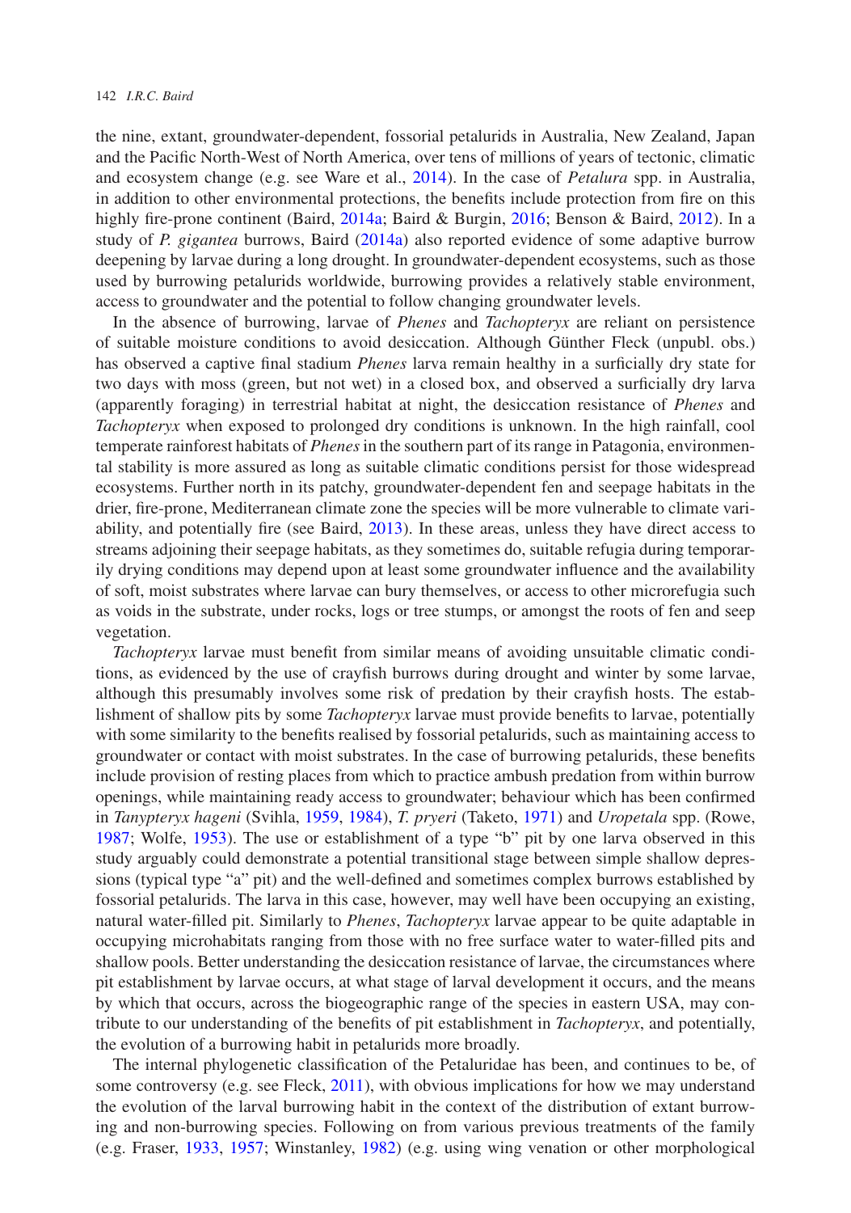the nine, extant, groundwater-dependent, fossorial petalurids in Australia, New Zealand, Japan and the Pacific North-West of North America, over tens of millions of years of tectonic, climatic and ecosystem change (e.g. see Ware et al., 2014). In the case of *Petalura* spp. in Australia, in addition to other environmental protections, the benefits include protection from fire on this highly fire-prone continent (Baird, 2014a; Baird & Burgin, 2016; Benson & Baird, 2012). In a study of *P. gigantea* burrows, Baird (2014a) also reported evidence of some adaptive burrow deepening by larvae during a long drought. In groundwater-dependent ecosystems, such as those used by burrowing petalurids worldwide, burrowing provides a relatively stable environment, access to groundwater and the potential to follow changing groundwater levels.

In the absence of burrowing, larvae of *Phenes* and *Tachopteryx* are reliant on persistence of suitable moisture conditions to avoid desiccation. Although Günther Fleck (unpubl. obs.) has observed a captive final stadium *Phenes* larva remain healthy in a surficially dry state for two days with moss (green, but not wet) in a closed box, and observed a surficially dry larva (apparently foraging) in terrestrial habitat at night, the desiccation resistance of *Phenes* and *Tachopteryx* when exposed to prolonged dry conditions is unknown. In the high rainfall, cool temperate rainforest habitats of *Phenes* in the southern part of its range in Patagonia, environmental stability is more assured as long as suitable climatic conditions persist for those widespread ecosystems. Further north in its patchy, groundwater-dependent fen and seepage habitats in the drier, fire-prone, Mediterranean climate zone the species will be more vulnerable to climate variability, and potentially fire (see Baird, 2013). In these areas, unless they have direct access to streams adjoining their seepage habitats, as they sometimes do, suitable refugia during temporarily drying conditions may depend upon at least some groundwater influence and the availability of soft, moist substrates where larvae can bury themselves, or access to other microrefugia such as voids in the substrate, under rocks, logs or tree stumps, or amongst the roots of fen and seep vegetation.

*Tachopteryx* larvae must benefit from similar means of avoiding unsuitable climatic conditions, as evidenced by the use of crayfish burrows during drought and winter by some larvae, although this presumably involves some risk of predation by their crayfish hosts. The establishment of shallow pits by some *Tachopteryx* larvae must provide benefits to larvae, potentially with some similarity to the benefits realised by fossorial petalurids, such as maintaining access to groundwater or contact with moist substrates. In the case of burrowing petalurids, these benefits include provision of resting places from which to practice ambush predation from within burrow openings, while maintaining ready access to groundwater; behaviour which has been confirmed in *Tanypteryx hageni* (Svihla, 1959, 1984), *T. pryeri* (Taketo, 1971) and *Uropetala* spp. (Rowe, 1987; Wolfe, 1953). The use or establishment of a type "b" pit by one larva observed in this study arguably could demonstrate a potential transitional stage between simple shallow depressions (typical type "a" pit) and the well-defined and sometimes complex burrows established by fossorial petalurids. The larva in this case, however, may well have been occupying an existing, natural water-filled pit. Similarly to *Phenes*, *Tachopteryx* larvae appear to be quite adaptable in occupying microhabitats ranging from those with no free surface water to water-filled pits and shallow pools. Better understanding the desiccation resistance of larvae, the circumstances where pit establishment by larvae occurs, at what stage of larval development it occurs, and the means by which that occurs, across the biogeographic range of the species in eastern USA, may contribute to our understanding of the benefits of pit establishment in *Tachopteryx*, and potentially, the evolution of a burrowing habit in petalurids more broadly.

The internal phylogenetic classification of the Petaluridae has been, and continues to be, of some controversy (e.g. see Fleck, 2011), with obvious implications for how we may understand the evolution of the larval burrowing habit in the context of the distribution of extant burrowing and non-burrowing species. Following on from various previous treatments of the family (e.g. Fraser, 1933, 1957; Winstanley, 1982) (e.g. using wing venation or other morphological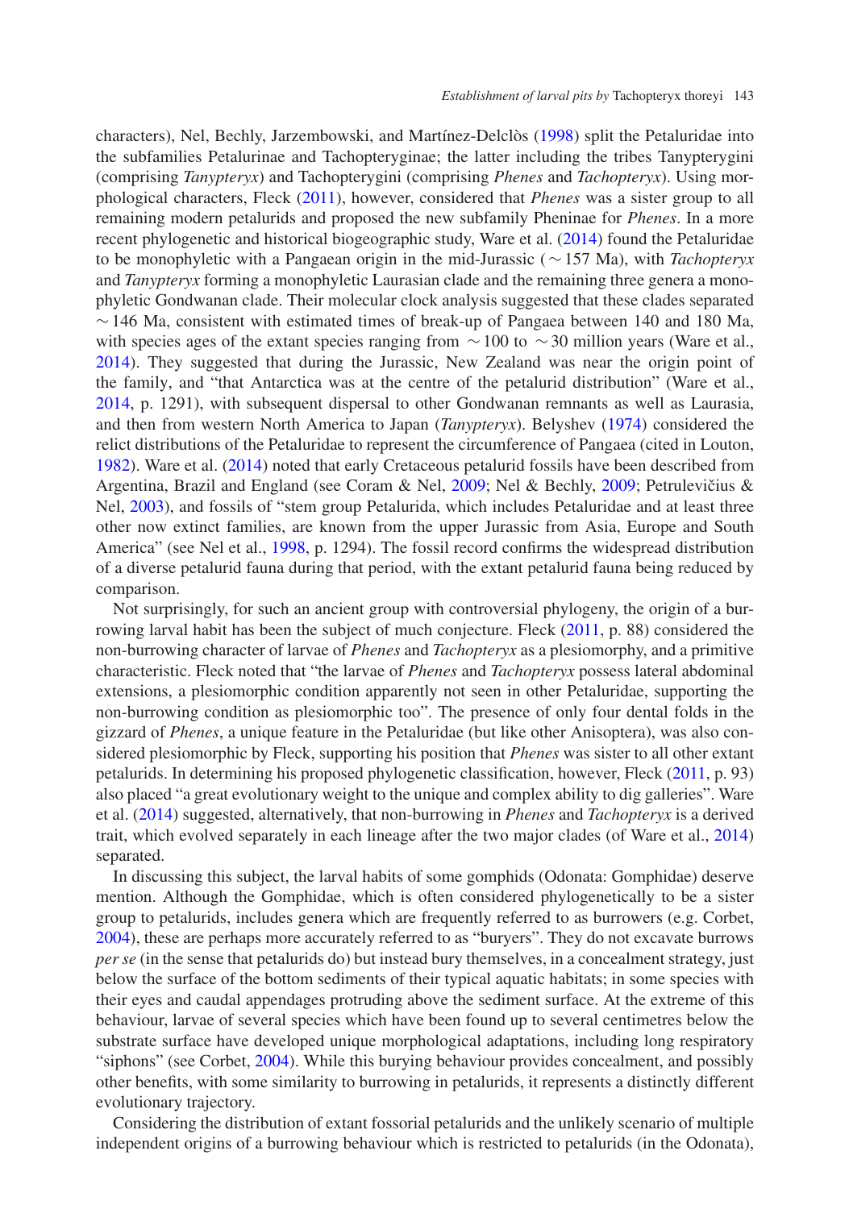characters), Nel, Bechly, Jarzembowski, and Martínez-Delclòs (1998) split the Petaluridae into the subfamilies Petalurinae and Tachopteryginae; the latter including the tribes Tanypterygini (comprising *Tanypteryx*) and Tachopterygini (comprising *Phenes* and *Tachopteryx*). Using morphological characters, Fleck (2011), however, considered that *Phenes* was a sister group to all remaining modern petalurids and proposed the new subfamily Pheninae for *Phenes*. In a more recent phylogenetic and historical biogeographic study, Ware et al. (2014) found the Petaluridae to be monophyletic with a Pangaean origin in the mid-Jurassic ( ~ 157 Ma), with *Tachopteryx* and *Tanypteryx* forming a monophyletic Laurasian clade and the remaining three genera a monophyletic Gondwanan clade. Their molecular clock analysis suggested that these clades separated ~ 146 Ma, consistent with estimated times of break-up of Pangaea between 140 and 180 Ma, with species ages of the extant species ranging from ~ 100 to ~ 30 million years (Ware et al., 2014). They suggested that during the Jurassic, New Zealand was near the origin point of the family, and "that Antarctica was at the centre of the petalurid distribution" (Ware et al., 2014, p. 1291), with subsequent dispersal to other Gondwanan remnants as well as Laurasia, and then from western North America to Japan (*Tanypteryx*). Belyshev (1974) considered the relict distributions of the Petaluridae to represent the circumference of Pangaea (cited in Louton, 1982). Ware et al. (2014) noted that early Cretaceous petalurid fossils have been described from Argentina, Brazil and England (see Coram & Nel, 2009; Nel & Bechly, 2009; Petrulevičius & Nel, 2003), and fossils of "stem group Petalurida, which includes Petaluridae and at least three other now extinct families, are known from the upper Jurassic from Asia, Europe and South America" (see Nel et al., 1998, p. 1294). The fossil record confirms the widespread distribution of a diverse petalurid fauna during that period, with the extant petalurid fauna being reduced by comparison.

Not surprisingly, for such an ancient group with controversial phylogeny, the origin of a burrowing larval habit has been the subject of much conjecture. Fleck (2011, p. 88) considered the non-burrowing character of larvae of *Phenes* and *Tachopteryx* as a plesiomorphy, and a primitive characteristic. Fleck noted that "the larvae of *Phenes* and *Tachopteryx* possess lateral abdominal extensions, a plesiomorphic condition apparently not seen in other Petaluridae, supporting the non-burrowing condition as plesiomorphic too". The presence of only four dental folds in the gizzard of *Phenes*, a unique feature in the Petaluridae (but like other Anisoptera), was also considered plesiomorphic by Fleck, supporting his position that *Phenes* was sister to all other extant petalurids. In determining his proposed phylogenetic classification, however, Fleck (2011, p. 93) also placed "a great evolutionary weight to the unique and complex ability to dig galleries". Ware et al. (2014) suggested, alternatively, that non-burrowing in *Phenes* and *Tachopteryx* is a derived trait, which evolved separately in each lineage after the two major clades (of Ware et al., 2014) separated.

In discussing this subject, the larval habits of some gomphids (Odonata: Gomphidae) deserve mention. Although the Gomphidae, which is often considered phylogenetically to be a sister group to petalurids, includes genera which are frequently referred to as burrowers (e.g. Corbet, 2004), these are perhaps more accurately referred to as "buryers". They do not excavate burrows *per se* (in the sense that petalurids do) but instead bury themselves, in a concealment strategy, just below the surface of the bottom sediments of their typical aquatic habitats; in some species with their eyes and caudal appendages protruding above the sediment surface. At the extreme of this behaviour, larvae of several species which have been found up to several centimetres below the substrate surface have developed unique morphological adaptations, including long respiratory "siphons" (see Corbet, 2004). While this burying behaviour provides concealment, and possibly other benefits, with some similarity to burrowing in petalurids, it represents a distinctly different evolutionary trajectory.

Considering the distribution of extant fossorial petalurids and the unlikely scenario of multiple independent origins of a burrowing behaviour which is restricted to petalurids (in the Odonata),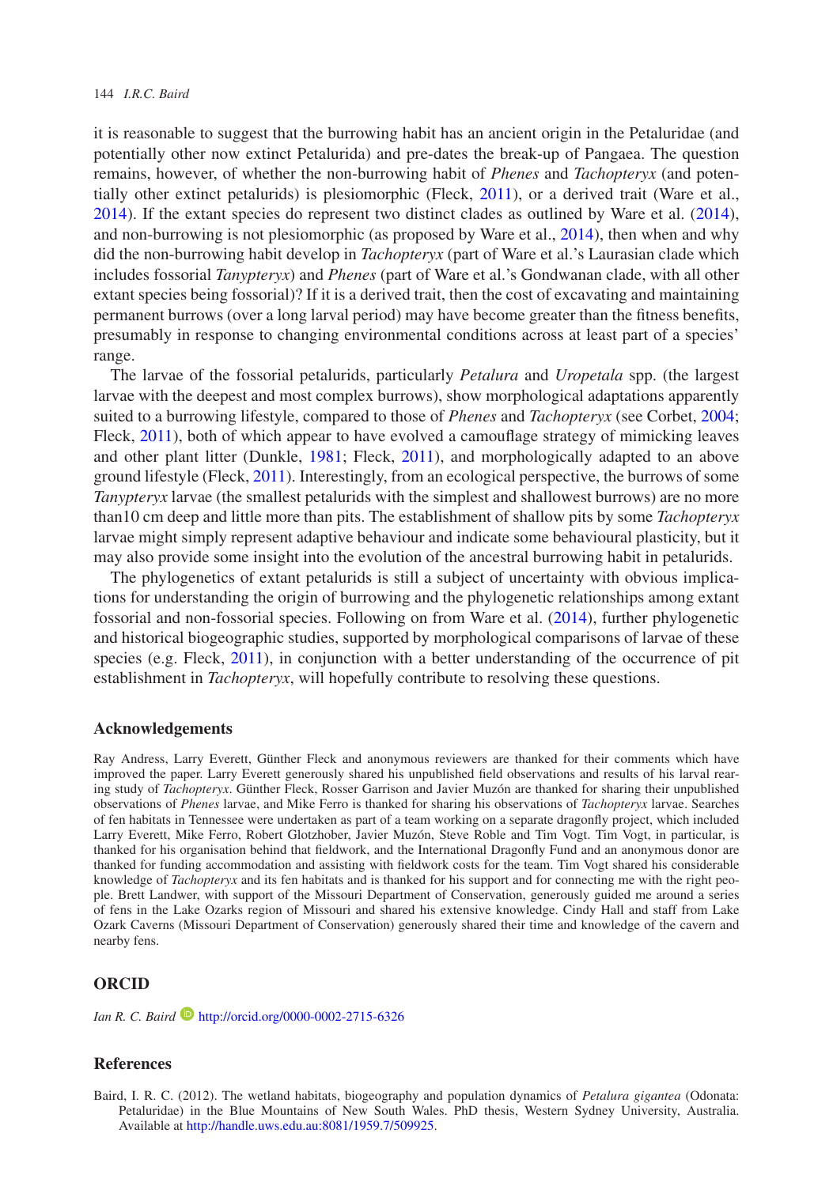it is reasonable to suggest that the burrowing habit has an ancient origin in the Petaluridae (and potentially other now extinct Petalurida) and pre-dates the break-up of Pangaea. The question remains, however, of whether the non-burrowing habit of *Phenes* and *Tachopteryx* (and potentially other extinct petalurids) is plesiomorphic (Fleck, 2011), or a derived trait (Ware et al., 2014). If the extant species do represent two distinct clades as outlined by Ware et al. (2014), and non-burrowing is not plesiomorphic (as proposed by Ware et al., 2014), then when and why did the non-burrowing habit develop in *Tachopteryx* (part of Ware et al.'s Laurasian clade which includes fossorial *Tanypteryx*) and *Phenes* (part of Ware et al.'s Gondwanan clade, with all other extant species being fossorial)? If it is a derived trait, then the cost of excavating and maintaining permanent burrows (over a long larval period) may have become greater than the fitness benefits, presumably in response to changing environmental conditions across at least part of a species' range.

The larvae of the fossorial petalurids, particularly *Petalura* and *Uropetala* spp. (the largest larvae with the deepest and most complex burrows), show morphological adaptations apparently suited to a burrowing lifestyle, compared to those of *Phenes* and *Tachopteryx* (see Corbet, 2004; Fleck, 2011), both of which appear to have evolved a camouflage strategy of mimicking leaves and other plant litter (Dunkle, 1981; Fleck, 2011), and morphologically adapted to an above ground lifestyle (Fleck, 2011). Interestingly, from an ecological perspective, the burrows of some *Tanypteryx* larvae (the smallest petalurids with the simplest and shallowest burrows) are no more than10 cm deep and little more than pits. The establishment of shallow pits by some *Tachopteryx* larvae might simply represent adaptive behaviour and indicate some behavioural plasticity, but it may also provide some insight into the evolution of the ancestral burrowing habit in petalurids.

The phylogenetics of extant petalurids is still a subject of uncertainty with obvious implications for understanding the origin of burrowing and the phylogenetic relationships among extant fossorial and non-fossorial species. Following on from Ware et al. (2014), further phylogenetic and historical biogeographic studies, supported by morphological comparisons of larvae of these species (e.g. Fleck, 2011), in conjunction with a better understanding of the occurrence of pit establishment in *Tachopteryx*, will hopefully contribute to resolving these questions.

## Acknowledgements

Ray Andress, Larry Everett, Günther Fleck and anonymous reviewers are thanked for their comments which have improved the paper. Larry Everett generously shared his unpublished field observations and results of his larval rearing study of *Tachopteryx*. Günther Fleck, Rosser Garrison and Javier Muzón are thanked for sharing their unpublished observations of *Phenes* larvae, and Mike Ferro is thanked for sharing his observations of *Tachopteryx* larvae. Searches of fen habitats in Tennessee were undertaken as part of a team working on a separate dragonfly project, which included Larry Everett, Mike Ferro, Robert Glotzhober, Javier Muzón, Steve Roble and Tim Vogt. Tim Vogt, in particular, is thanked for his organisation behind that fieldwork, and the International Dragonfly Fund and an anonymous donor are thanked for funding accommodation and assisting with fieldwork costs for the team. Tim Vogt shared his considerable knowledge of *Tachopteryx* and its fen habitats and is thanked for his support and for connecting me with the right people. Brett Landwer, with support of the Missouri Department of Conservation, generously guided me around a series of fens in the Lake Ozarks region of Missouri and shared his extensive knowledge. Cindy Hall and staff from Lake Ozark Caverns (Missouri Department of Conservation) generously shared their time and knowledge of the cavern and nearby fens.

## ORCID

*Ian R. C. Baird* http://orcid.org/0000-0002-2715-6326

## References

Baird, I. R. C. (2012). The wetland habitats, biogeography and population dynamics of *Petalura gigantea* (Odonata: Petaluridae) in the Blue Mountains of New South Wales. PhD thesis, Western Sydney University, Australia. Available at http://handle.uws.edu.au:8081/1959.7/509925.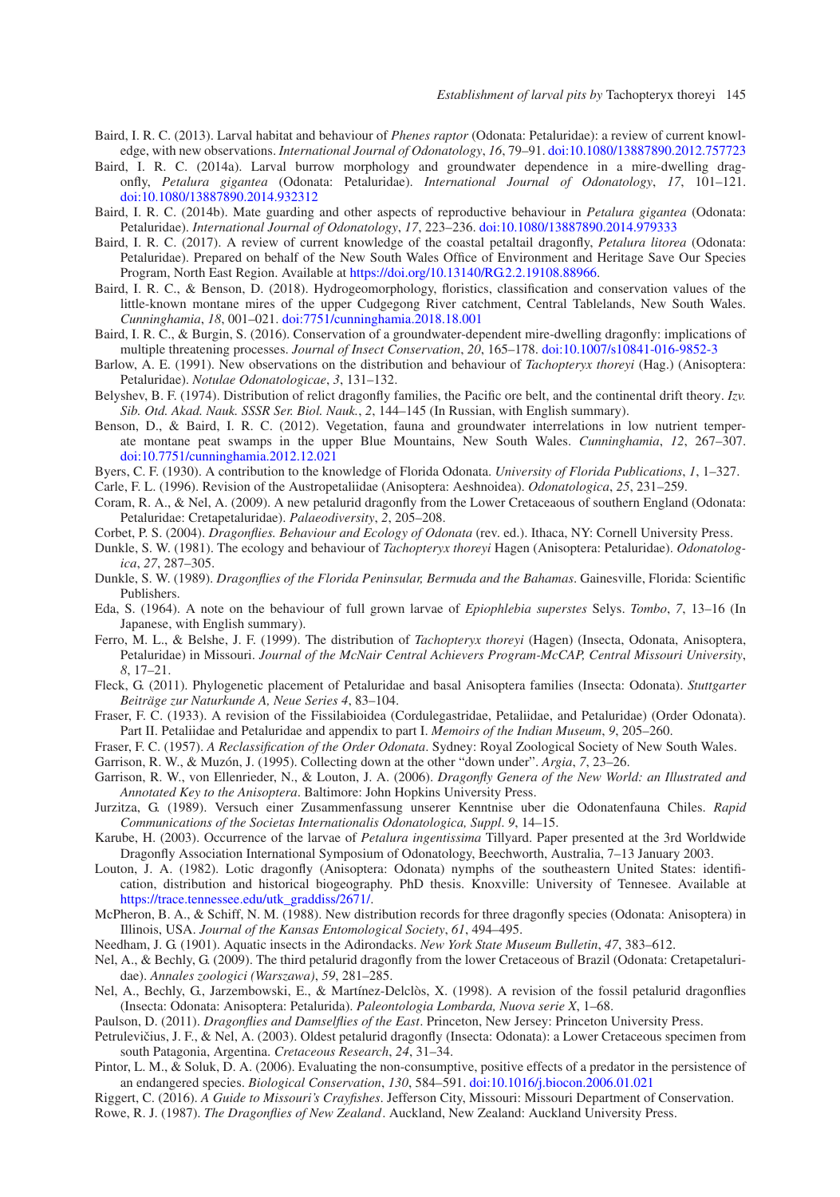Baird, I. R. C. (2013). Larval habitat and behaviour of *Phenes raptor* (Odonata: Petaluridae): a review of current knowledge, with new observations. *International Journal of Odonatology*, *16*, 79–91. doi:10.1080/13887890.2012.757723

Baird, I. R. C. (2014a). Larval burrow morphology and groundwater dependence in a mire-dwelling dragonfly, *Petalura gigantea* (Odonata: Petaluridae). *International Journal of Odonatology*, *17*, 101–121. doi:10.1080/13887890.2014.932312

Baird, I. R. C. (2014b). Mate guarding and other aspects of reproductive behaviour in *Petalura gigantea* (Odonata: Petaluridae). *International Journal of Odonatology*, *17*, 223–236. doi:10.1080/13887890.2014.979333

Baird, I. R. C. (2017). A review of current knowledge of the coastal petaltail dragonfly, *Petalura litorea* (Odonata: Petaluridae). Prepared on behalf of the New South Wales Office of Environment and Heritage Save Our Species Program, North East Region. Available at https://doi.org/10.13140/RG.2.2.19108.88966.

Baird, I. R. C., & Benson, D. (2018). Hydrogeomorphology, floristics, classification and conservation values of the little-known montane mires of the upper Cudgegong River catchment, Central Tablelands, New South Wales. *Cunninghamia*, *18*, 001–021. doi:7751/cunninghamia.2018.18.001

Baird, I. R. C., & Burgin, S. (2016). Conservation of a groundwater-dependent mire-dwelling dragonfly: implications of multiple threatening processes. *Journal of Insect Conservation*, *20*, 165–178. doi:10.1007/s10841-016-9852-3

Barlow, A. E. (1991). New observations on the distribution and behaviour of *Tachopteryx thoreyi* (Hag.) (Anisoptera: Petaluridae). *Notulae Odonatologicae*, *3*, 131–132.

Belyshev, B. F. (1974). Distribution of relict dragonfly families, the Pacific ore belt, and the continental drift theory. *Izv. Sib. Otd. Akad. Nauk. SSSR Ser. Biol. Nauk.*, *2*, 144–145 (In Russian, with English summary).

Benson, D., & Baird, I. R. C. (2012). Vegetation, fauna and groundwater interrelations in low nutrient temperate montane peat swamps in the upper Blue Mountains, New South Wales. *Cunninghamia*, *12*, 267–307. doi:10.7751/cunninghamia.2012.12.021

Byers, C. F. (1930). A contribution to the knowledge of Florida Odonata. *University of Florida Publications*, *1*, 1–327.

Carle, F. L. (1996). Revision of the Austropetaliidae (Anisoptera: Aeshnoidea). *Odonatologica*, *25*, 231–259.

Coram, R. A., & Nel, A. (2009). A new petalurid dragonfly from the Lower Cretaceaous of southern England (Odonata: Petaluridae: Cretapetaluridae). *Palaeodiversity*, *2*, 205–208.

Corbet, P. S. (2004). *Dragonflies. Behaviour and Ecology of Odonata* (rev. ed.). Ithaca, NY: Cornell University Press.

Dunkle, S. W. (1981). The ecology and behaviour of *Tachopteryx thoreyi* Hagen (Anisoptera: Petaluridae). *Odonatologica*, *27*, 287–305.

Dunkle, S. W. (1989). *Dragonflies of the Florida Peninsular, Bermuda and the Bahamas*. Gainesville, Florida: Scientific Publishers.

Eda, S. (1964). A note on the behaviour of full grown larvae of *Epiophlebia superstes* Selys. *Tombo*, *7*, 13–16 (In Japanese, with English summary).

Ferro, M. L., & Belshe, J. F. (1999). The distribution of *Tachopteryx thoreyi* (Hagen) (Insecta, Odonata, Anisoptera, Petaluridae) in Missouri. *Journal of the McNair Central Achievers Program-McCAP, Central Missouri University*, *8*, 17–21.

Fleck, G. (2011). Phylogenetic placement of Petaluridae and basal Anisoptera families (Insecta: Odonata). *Stuttgarter Beiträge zur Naturkunde A, Neue Series 4*, 83–104.

Fraser, F. C. (1933). A revision of the Fissilabioidea (Cordulegastridae, Petaliidae, and Petaluridae) (Order Odonata). Part II. Petaliidae and Petaluridae and appendix to part I. *Memoirs of the Indian Museum*, *9*, 205–260.

Fraser, F. C. (1957). *A Reclassification of the Order Odonata*. Sydney: Royal Zoological Society of New South Wales.

Garrison, R. W., & Muzón, J. (1995). Collecting down at the other "down under". *Argia*, *7*, 23–26.

Garrison, R. W., von Ellenrieder, N., & Louton, J. A. (2006). *Dragonfly Genera of the New World: an Illustrated and Annotated Key to the Anisoptera*. Baltimore: John Hopkins University Press.

Jurzitza, G. (1989). Versuch einer Zusammenfassung unserer Kenntnise uber die Odonatenfauna Chiles. *Rapid Communications of the Societas Internationalis Odonatologica, Suppl. 9*, 14–15.

Karube, H. (2003). Occurrence of the larvae of *Petalura ingentissima* Tillyard. Paper presented at the 3rd Worldwide Dragonfly Association International Symposium of Odonatology, Beechworth, Australia, 7–13 January 2003.

Louton, J. A. (1982). Lotic dragonfly (Anisoptera: Odonata) nymphs of the southeastern United States: identification, distribution and historical biogeography. PhD thesis. Knoxville: University of Tennesee. Available at https://trace.tennessee.edu/utk_graddiss/2671/.

McPheron, B. A., & Schiff, N. M. (1988). New distribution records for three dragonfly species (Odonata: Anisoptera) in Illinois, USA. *Journal of the Kansas Entomological Society*, *61*, 494–495.

Needham, J. G. (1901). Aquatic insects in the Adirondacks. *New York State Museum Bulletin*, *47*, 383–612.

Nel, A., & Bechly, G. (2009). The third petalurid dragonfly from the lower Cretaceous of Brazil (Odonata: Cretapetaluridae). *Annales zoologici (Warszawa)*, *59*, 281–285.

Nel, A., Bechly, G., Jarzembowski, E., & Martínez-Delclòs, X. (1998). A revision of the fossil petalurid dragonflies (Insecta: Odonata: Anisoptera: Petalurida). *Paleontologia Lombarda, Nuova serie X*, 1–68.

Paulson, D. (2011). *Dragonflies and Damselflies of the East*. Princeton, New Jersey: Princeton University Press.

Petrulevičius, J. F., & Nel, A. (2003). Oldest petalurid dragonfly (Insecta: Odonata): a Lower Cretaceous specimen from south Patagonia, Argentina. *Cretaceous Research*, *24*, 31–34.

Pintor, L. M., & Soluk, D. A. (2006). Evaluating the non-consumptive, positive effects of a predator in the persistence of an endangered species. *Biological Conservation*, *130*, 584–591. doi:10.1016/j.biocon.2006.01.021

Riggert, C. (2016). *A Guide to Missouri's Crayfishes*. Jefferson City, Missouri: Missouri Department of Conservation.

Rowe, R. J. (1987). *The Dragonflies of New Zealand*. Auckland, New Zealand: Auckland University Press.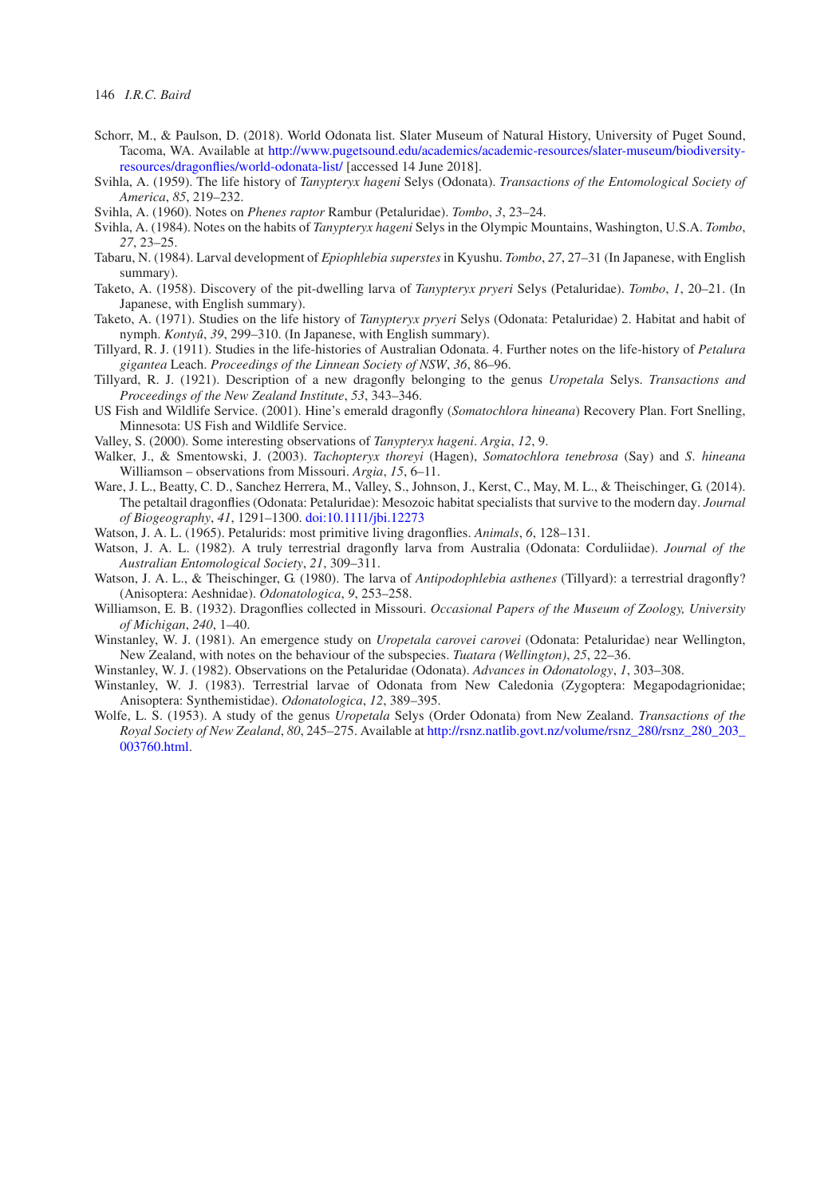Schorr, M., & Paulson, D. (2018). World Odonata list. Slater Museum of Natural History, University of Puget Sound, Tacoma, WA. Available at http://www.pugetsound.edu/academics/academic-resources/slater-museum/biodiversity-resources/dragonflies/world-odonata-list/ [accessed 14 June 2018].

Svihla, A. (1959). The life history of *Tanypteryx hageni* Selys (Odonata). *Transactions of the Entomological Society of America*, *85*, 219–232.

Svihla, A. (1960). Notes on *Phenes raptor* Rambur (Petaluridae). *Tombo*, *3*, 23–24.

Svihla, A. (1984). Notes on the habits of *Tanypteryx hageni* Selys in the Olympic Mountains, Washington, U.S.A. *Tombo*, *27*, 23–25.

Tabaru, N. (1984). Larval development of *Epiophlebia superstes* in Kyushu. *Tombo*, *27*, 27–31 (In Japanese, with English summary).

Taketo, A. (1958). Discovery of the pit-dwelling larva of *Tanypteryx pryeri* Selys (Petaluridae). *Tombo*, *1*, 20–21. (In Japanese, with English summary).

Taketo, A. (1971). Studies on the life history of *Tanypteryx pryeri* Selys (Odonata: Petaluridae) 2. Habitat and habit of nymph. *Kontyû*, *39*, 299–310. (In Japanese, with English summary).

Tillyard, R. J. (1911). Studies in the life-histories of Australian Odonata. 4. Further notes on the life-history of *Petalura gigantea* Leach. *Proceedings of the Linnean Society of NSW*, *36*, 86–96.

Tillyard, R. J. (1921). Description of a new dragonfly belonging to the genus *Uropetala* Selys. *Transactions and Proceedings of the New Zealand Institute*, *53*, 343–346.

US Fish and Wildlife Service. (2001). Hine's emerald dragonfly (*Somatochlora hineana*) Recovery Plan. Fort Snelling, Minnesota: US Fish and Wildlife Service.

Valley, S. (2000). Some interesting observations of *Tanypteryx hageni*. *Argia*, *12*, 9.

Walker, J., & Smentowski, J. (2003). *Tachopteryx thoreyi* (Hagen), *Somatochlora tenebrosa* (Say) and *S. hineana* Williamson – observations from Missouri. *Argia*, *15*, 6–11.

Ware, J. L., Beatty, C. D., Sanchez Herrera, M., Valley, S., Johnson, J., Kerst, C., May, M. L., & Theischinger, G. (2014). The petaltail dragonflies (Odonata: Petaluridae): Mesozoic habitat specialists that survive to the modern day. *Journal of Biogeography*, *41*, 1291–1300. doi:10.1111/jbi.12273

Watson, J. A. L. (1965). Petalurids: most primitive living dragonflies. *Animals*, *6*, 128–131.

Watson, J. A. L. (1982). A truly terrestrial dragonfly larva from Australia (Odonata: Corduliidae). *Journal of the Australian Entomological Society*, *21*, 309–311.

Watson, J. A. L., & Theischinger, G. (1980). The larva of *Antipodophlebia asthenes* (Tillyard): a terrestrial dragonfly? (Anisoptera: Aeshnidae). *Odonatologica*, *9*, 253–258.

Williamson, E. B. (1932). Dragonflies collected in Missouri. *Occasional Papers of the Museum of Zoology, University of Michigan*, *240*, 1–40.

Winstanley, W. J. (1981). An emergence study on *Uropetala carovei carovei* (Odonata: Petaluridae) near Wellington, New Zealand, with notes on the behaviour of the subspecies. *Tuatara (Wellington)*, *25*, 22–36.

Winstanley, W. J. (1982). Observations on the Petaluridae (Odonata). *Advances in Odonatology*, *1*, 303–308.

Winstanley, W. J. (1983). Terrestrial larvae of Odonata from New Caledonia (Zygoptera: Megapodagrionidae; Anisoptera: Synthemistidae). *Odonatologica*, *12*, 389–395.

Wolfe, L. S. (1953). A study of the genus *Uropetala* Selys (Order Odonata) from New Zealand. *Transactions of the Royal Society of New Zealand*, *80*, 245–275. Available at http://rsnz.natlib.govt.nz/volume/rsnz_280/rsnz_280_203_003760.html.